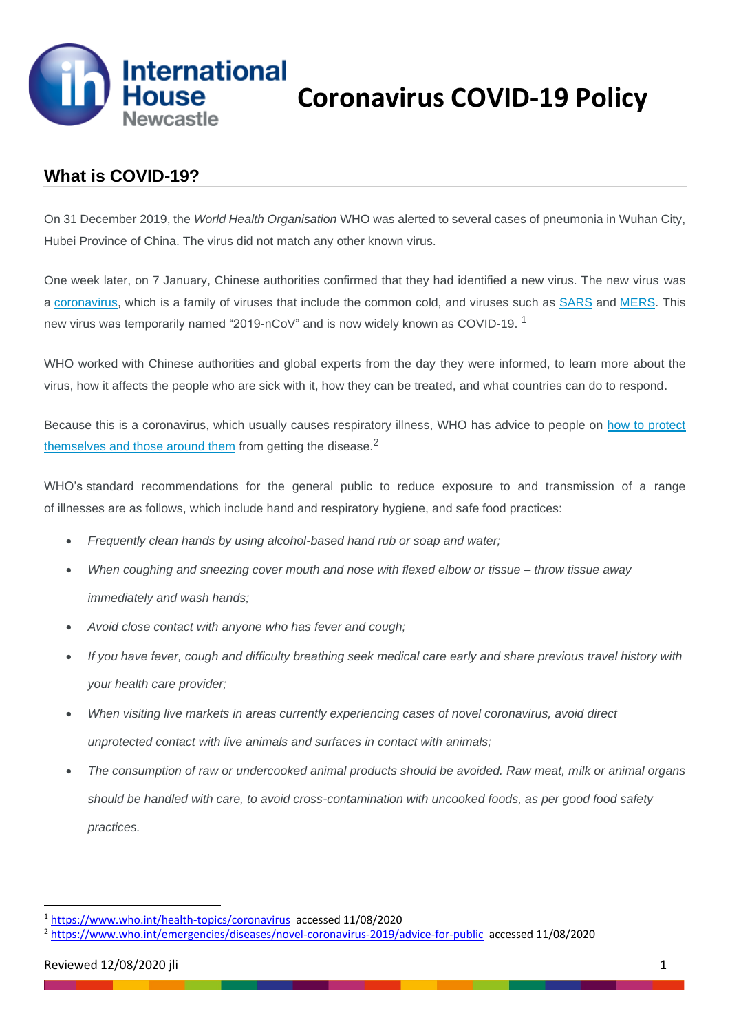# Coronavirus COVID-19 Policy

## What is COVID-19?

On 31 December 2019, the *World Health Organisation* WHO was alerted to several cases of pneumonia in Wuhan City, Hubei Province of China. The virus did not match any other known virus.

One week later, on 7 January, Chinese authorities confirmed that they had identified a new virus. The new virus was a coronavirus, which is a family of viruses that include the common cold, and viruses such as SARS and MERS. This new virus was temporarily named "2019-nCoV" and is now widely known as COVID-19. [1]

WHO worked with Chinese authorities and global experts from the day they were informed, to learn more about the virus, how it affects the people who are sick with it, how they can be treated, and what countries can do to respond.

Because this is a coronavirus, which usually causes respiratory illness, WHO has advice to people on how to protect themselves and those around them from getting the disease.[2]

WHO's standard recommendations for the general public to reduce exposure to and transmission of a range of illnesses are as follows, which include hand and respiratory hygiene, and safe food practices:

- *Frequently clean hands by using alcohol-based hand rub or soap and water;*
- *When coughing and sneezing cover mouth and nose with flexed elbow or tissue – throw tissue away immediately and wash hands;*
- *Avoid close contact with anyone who has fever and cough;*
- *If you have fever, cough and difficulty breathing seek medical care early and share previous travel history with your health care provider;*
- *When visiting live markets in areas currently experiencing cases of novel coronavirus, avoid direct unprotected contact with live animals and surfaces in contact with animals;*
- *The consumption of raw or undercooked animal products should be avoided. Raw meat, milk or animal organs should be handled with care, to avoid cross-contamination with uncooked foods, as per good food safety practices.*

---

[1] https://www.who.int/health-topics/coronavirus accessed 11/08/2020

[2] https://www.who.int/emergencies/diseases/novel-coronavirus-2019/advice-for-public accessed 11/08/2020

Reviewed 12/08/2020 jli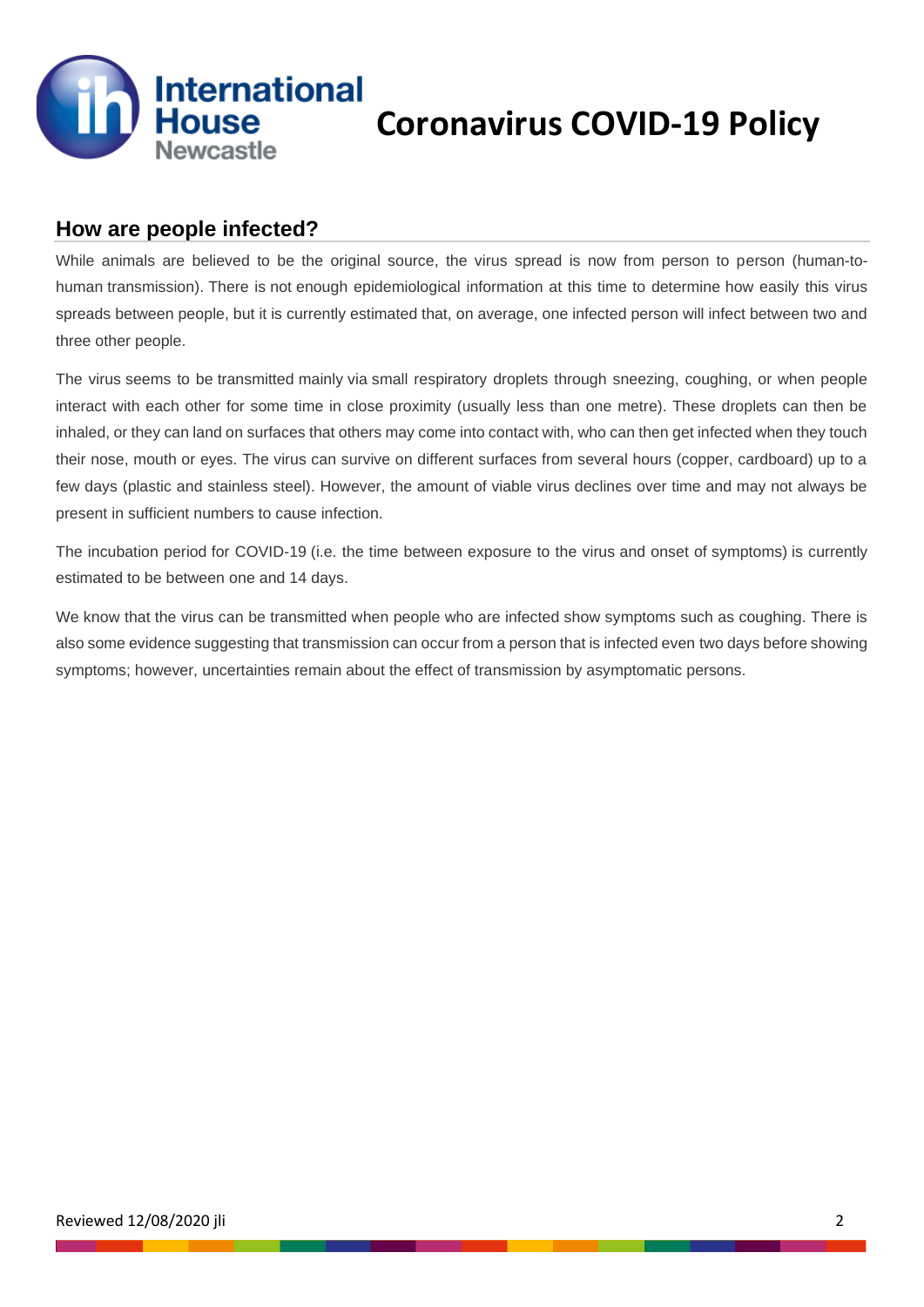## How are people infected?

While animals are believed to be the original source, the virus spread is now from person to person (human-to-human transmission). There is not enough epidemiological information at this time to determine how easily this virus spreads between people, but it is currently estimated that, on average, one infected person will infect between two and three other people.

The virus seems to be transmitted mainly via small respiratory droplets through sneezing, coughing, or when people interact with each other for some time in close proximity (usually less than one metre). These droplets can then be inhaled, or they can land on surfaces that others may come into contact with, who can then get infected when they touch their nose, mouth or eyes. The virus can survive on different surfaces from several hours (copper, cardboard) up to a few days (plastic and stainless steel). However, the amount of viable virus declines over time and may not always be present in sufficient numbers to cause infection.

The incubation period for COVID-19 (i.e. the time between exposure to the virus and onset of symptoms) is currently estimated to be between one and 14 days.

We know that the virus can be transmitted when people who are infected show symptoms such as coughing. There is also some evidence suggesting that transmission can occur from a person that is infected even two days before showing symptoms; however, uncertainties remain about the effect of transmission by asymptomatic persons.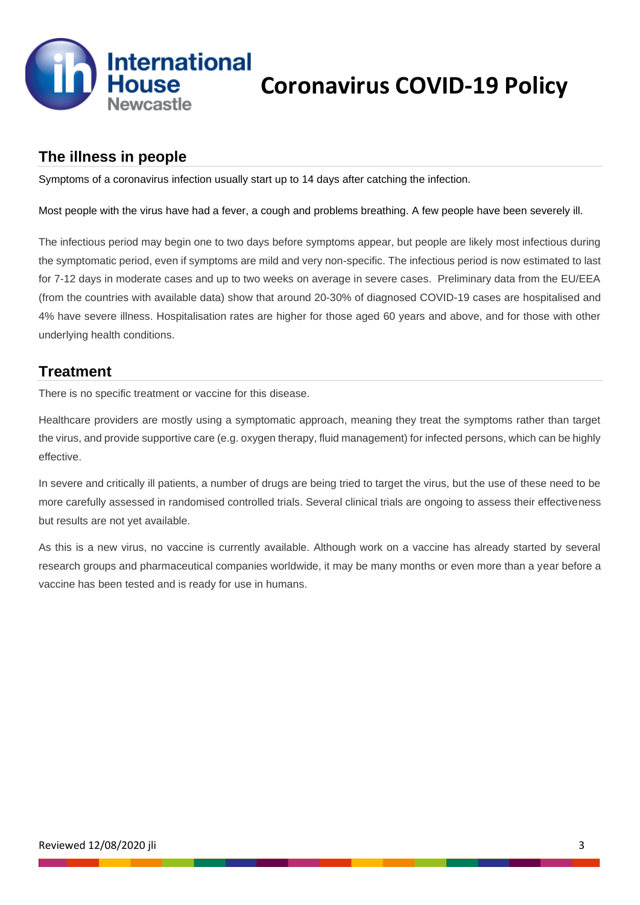## The illness in people

Symptoms of a coronavirus infection usually start up to 14 days after catching the infection.

Most people with the virus have had a fever, a cough and problems breathing. A few people have been severely ill.

The infectious period may begin one to two days before symptoms appear, but people are likely most infectious during the symptomatic period, even if symptoms are mild and very non-specific. The infectious period is now estimated to last for 7-12 days in moderate cases and up to two weeks on average in severe cases. Preliminary data from the EU/EEA (from the countries with available data) show that around 20-30% of diagnosed COVID-19 cases are hospitalised and 4% have severe illness. Hospitalisation rates are higher for those aged 60 years and above, and for those with other underlying health conditions.

## Treatment

There is no specific treatment or vaccine for this disease.

Healthcare providers are mostly using a symptomatic approach, meaning they treat the symptoms rather than target the virus, and provide supportive care (e.g. oxygen therapy, fluid management) for infected persons, which can be highly effective.

In severe and critically ill patients, a number of drugs are being tried to target the virus, but the use of these need to be more carefully assessed in randomised controlled trials. Several clinical trials are ongoing to assess their effectiveness but results are not yet available.

As this is a new virus, no vaccine is currently available. Although work on a vaccine has already started by several research groups and pharmaceutical companies worldwide, it may be many months or even more than a year before a vaccine has been tested and is ready for use in humans.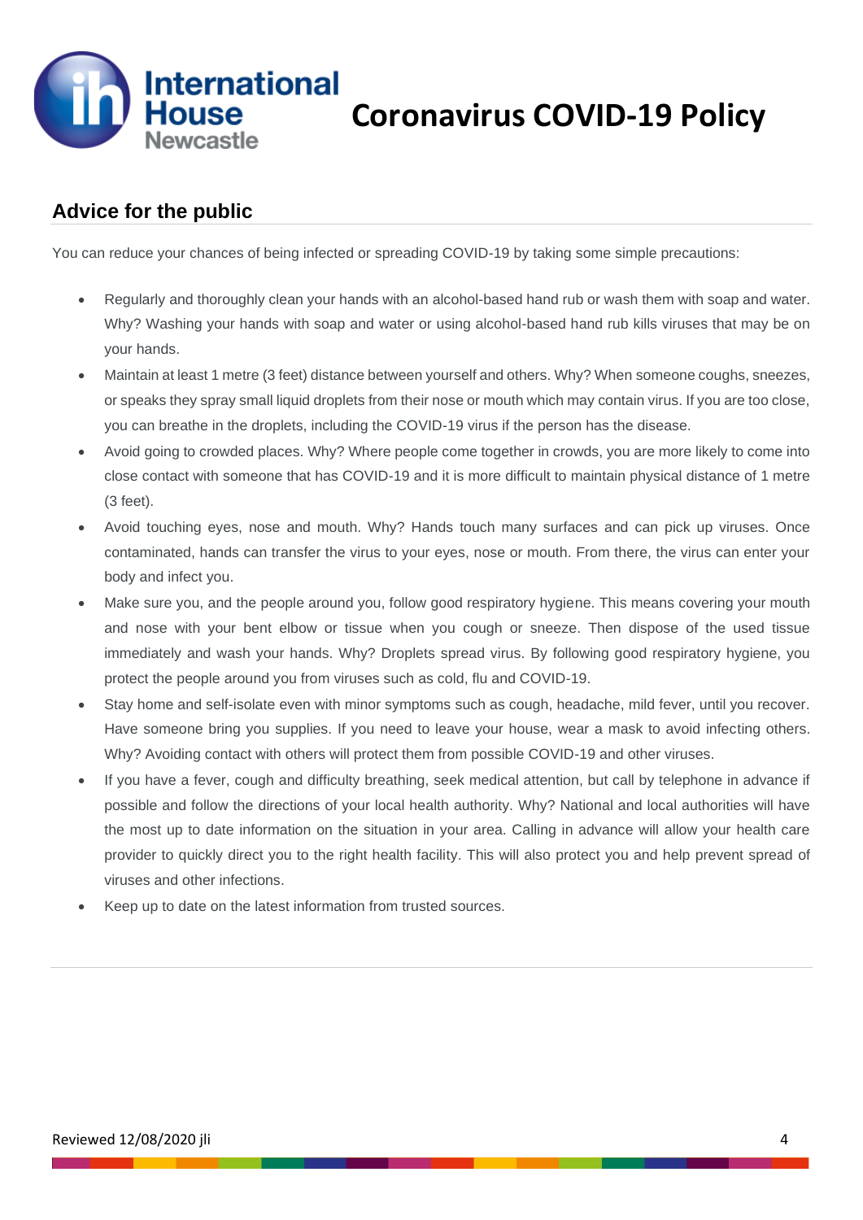## Advice for the public

You can reduce your chances of being infected or spreading COVID-19 by taking some simple precautions:

- Regularly and thoroughly clean your hands with an alcohol-based hand rub or wash them with soap and water. Why? Washing your hands with soap and water or using alcohol-based hand rub kills viruses that may be on your hands.
- Maintain at least 1 metre (3 feet) distance between yourself and others. Why? When someone coughs, sneezes, or speaks they spray small liquid droplets from their nose or mouth which may contain virus. If you are too close, you can breathe in the droplets, including the COVID-19 virus if the person has the disease.
- Avoid going to crowded places. Why? Where people come together in crowds, you are more likely to come into close contact with someone that has COVID-19 and it is more difficult to maintain physical distance of 1 metre (3 feet).
- Avoid touching eyes, nose and mouth. Why? Hands touch many surfaces and can pick up viruses. Once contaminated, hands can transfer the virus to your eyes, nose or mouth. From there, the virus can enter your body and infect you.
- Make sure you, and the people around you, follow good respiratory hygiene. This means covering your mouth and nose with your bent elbow or tissue when you cough or sneeze. Then dispose of the used tissue immediately and wash your hands. Why? Droplets spread virus. By following good respiratory hygiene, you protect the people around you from viruses such as cold, flu and COVID-19.
- Stay home and self-isolate even with minor symptoms such as cough, headache, mild fever, until you recover. Have someone bring you supplies. If you need to leave your house, wear a mask to avoid infecting others. Why? Avoiding contact with others will protect them from possible COVID-19 and other viruses.
- If you have a fever, cough and difficulty breathing, seek medical attention, but call by telephone in advance if possible and follow the directions of your local health authority. Why? National and local authorities will have the most up to date information on the situation in your area. Calling in advance will allow your health care provider to quickly direct you to the right health facility. This will also protect you and help prevent spread of viruses and other infections.
- Keep up to date on the latest information from trusted sources.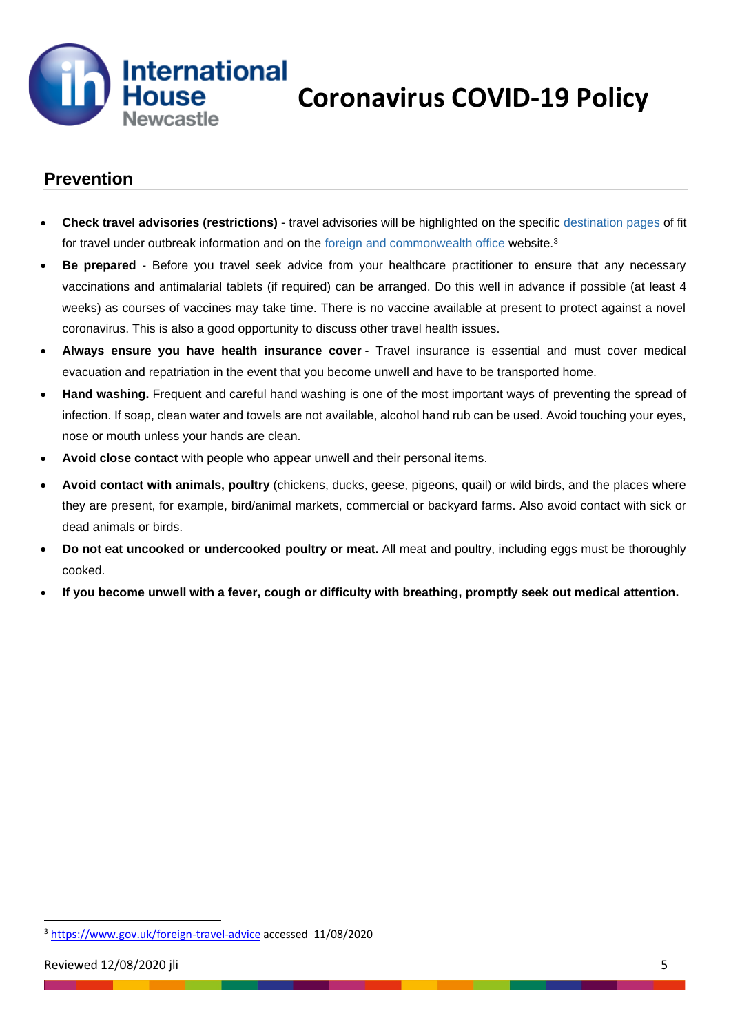## Prevention

- **Check travel advisories (restrictions)** - travel advisories will be highlighted on the specific destination pages of fit for travel under outbreak information and on the foreign and commonwealth office website.[3]
- **Be prepared** - Before you travel seek advice from your healthcare practitioner to ensure that any necessary vaccinations and antimalarial tablets (if required) can be arranged. Do this well in advance if possible (at least 4 weeks) as courses of vaccines may take time. There is no vaccine available at present to protect against a novel coronavirus. This is also a good opportunity to discuss other travel health issues.
- **Always ensure you have health insurance cover** - Travel insurance is essential and must cover medical evacuation and repatriation in the event that you become unwell and have to be transported home.
- **Hand washing.** Frequent and careful hand washing is one of the most important ways of preventing the spread of infection. If soap, clean water and towels are not available, alcohol hand rub can be used. Avoid touching your eyes, nose or mouth unless your hands are clean.
- **Avoid close contact** with people who appear unwell and their personal items.
- **Avoid contact with animals, poultry** (chickens, ducks, geese, pigeons, quail) or wild birds, and the places where they are present, for example, bird/animal markets, commercial or backyard farms. Also avoid contact with sick or dead animals or birds.
- **Do not eat uncooked or undercooked poultry or meat.** All meat and poultry, including eggs must be thoroughly cooked.
- **If you become unwell with a fever, cough or difficulty with breathing, promptly seek out medical attention.**

---

[3] https://www.gov.uk/foreign-travel-advice accessed 11/08/2020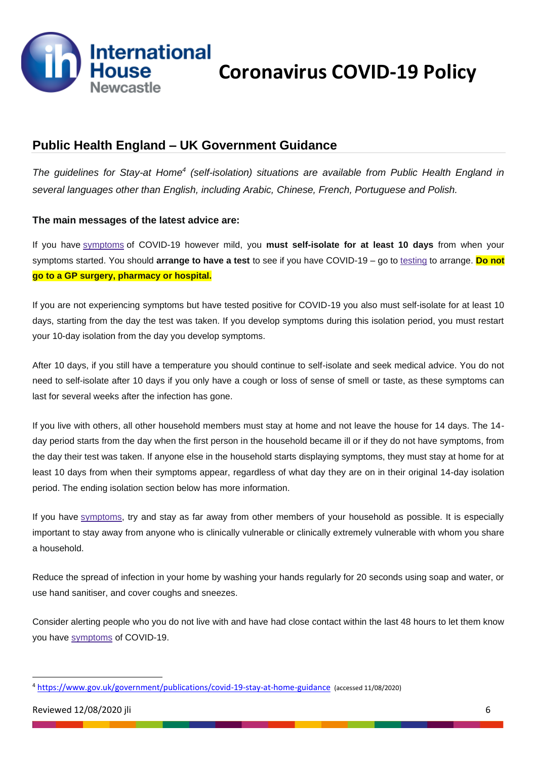## Public Health England – UK Government Guidance

*The guidelines for Stay-at Home[4] (self-isolation) situations are available from Public Health England in several languages other than English, including Arabic, Chinese, French, Portuguese and Polish.*

**The main messages of the latest advice are:**

If you have symptoms of COVID-19 however mild, you **must self-isolate for at least 10 days** from when your symptoms started. You should **arrange to have a test** to see if you have COVID-19 – go to testing to arrange. **Do not go to a GP surgery, pharmacy or hospital.**

If you are not experiencing symptoms but have tested positive for COVID-19 you also must self-isolate for at least 10 days, starting from the day the test was taken. If you develop symptoms during this isolation period, you must restart your 10-day isolation from the day you develop symptoms.

After 10 days, if you still have a temperature you should continue to self-isolate and seek medical advice. You do not need to self-isolate after 10 days if you only have a cough or loss of sense of smell or taste, as these symptoms can last for several weeks after the infection has gone.

If you live with others, all other household members must stay at home and not leave the house for 14 days. The 14-day period starts from the day when the first person in the household became ill or if they do not have symptoms, from the day their test was taken. If anyone else in the household starts displaying symptoms, they must stay at home for at least 10 days from when their symptoms appear, regardless of what day they are on in their original 14-day isolation period. The ending isolation section below has more information.

If you have symptoms, try and stay as far away from other members of your household as possible. It is especially important to stay away from anyone who is clinically vulnerable or clinically extremely vulnerable with whom you share a household.

Reduce the spread of infection in your home by washing your hands regularly for 20 seconds using soap and water, or use hand sanitiser, and cover coughs and sneezes.

Consider alerting people who you do not live with and have had close contact within the last 48 hours to let them know you have symptoms of COVID-19.

---

[4] https://www.gov.uk/government/publications/covid-19-stay-at-home-guidance (accessed 11/08/2020)

Reviewed 12/08/2020 jli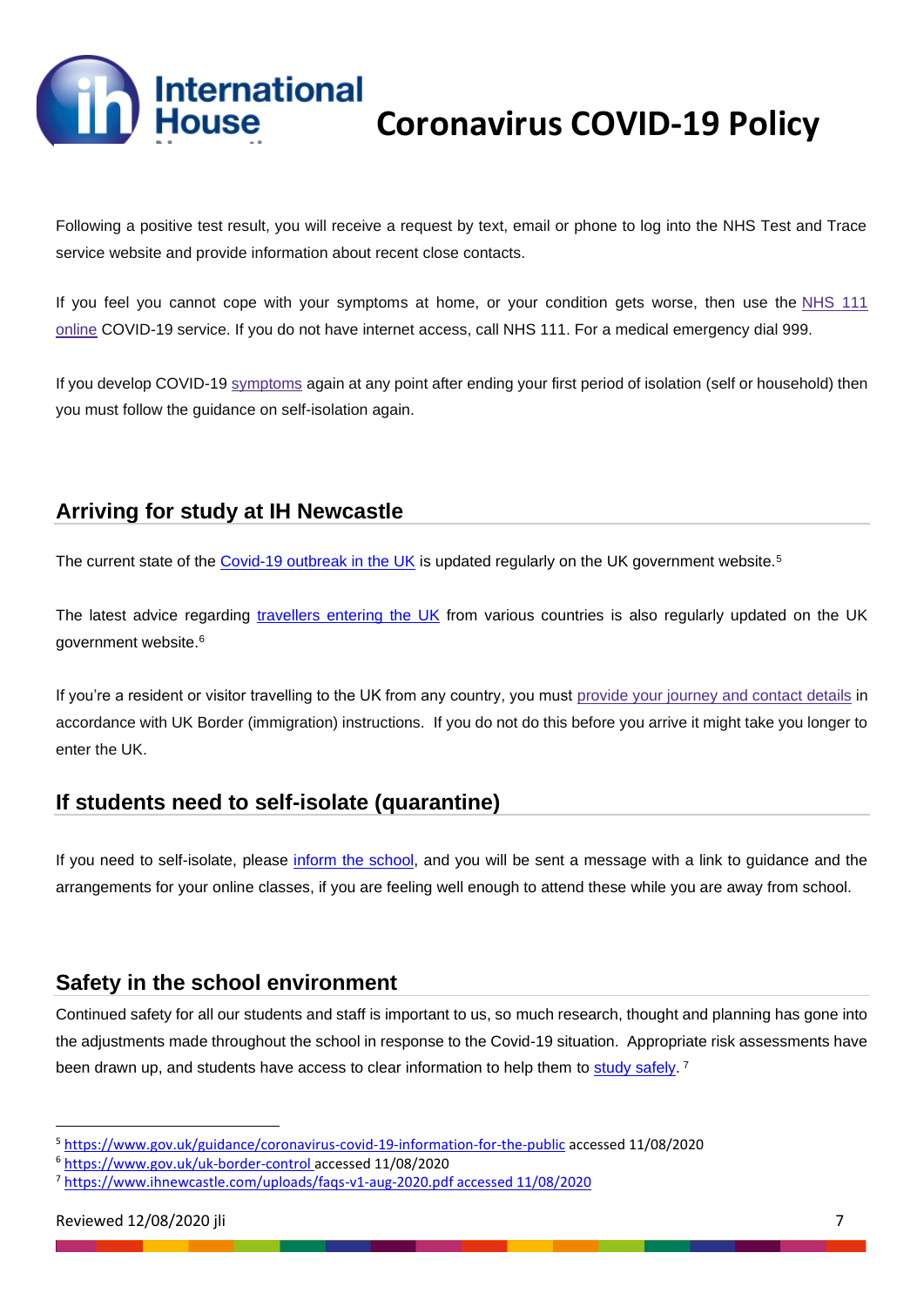Following a positive test result, you will receive a request by text, email or phone to log into the NHS Test and Trace service website and provide information about recent close contacts.

If you feel you cannot cope with your symptoms at home, or your condition gets worse, then use the NHS 111 online COVID-19 service. If you do not have internet access, call NHS 111. For a medical emergency dial 999.

If you develop COVID-19 symptoms again at any point after ending your first period of isolation (self or household) then you must follow the guidance on self-isolation again.

## Arriving for study at IH Newcastle

The current state of the Covid-19 outbreak in the UK is updated regularly on the UK government website.[5]

The latest advice regarding travellers entering the UK from various countries is also regularly updated on the UK government website.[6]

If you're a resident or visitor travelling to the UK from any country, you must provide your journey and contact details in accordance with UK Border (immigration) instructions. If you do not do this before you arrive it might take you longer to enter the UK.

## If students need to self-isolate (quarantine)

If you need to self-isolate, please inform the school, and you will be sent a message with a link to guidance and the arrangements for your online classes, if you are feeling well enough to attend these while you are away from school.

## Safety in the school environment

Continued safety for all our students and staff is important to us, so much research, thought and planning has gone into the adjustments made throughout the school in response to the Covid-19 situation. Appropriate risk assessments have been drawn up, and students have access to clear information to help them to study safely.[7]

---

[5] https://www.gov.uk/guidance/coronavirus-covid-19-information-for-the-public accessed 11/08/2020

[6] https://www.gov.uk/uk-border-control accessed 11/08/2020

[7] https://www.ihnewcastle.com/uploads/faqs-v1-aug-2020.pdf accessed 11/08/2020

Reviewed 12/08/2020 jli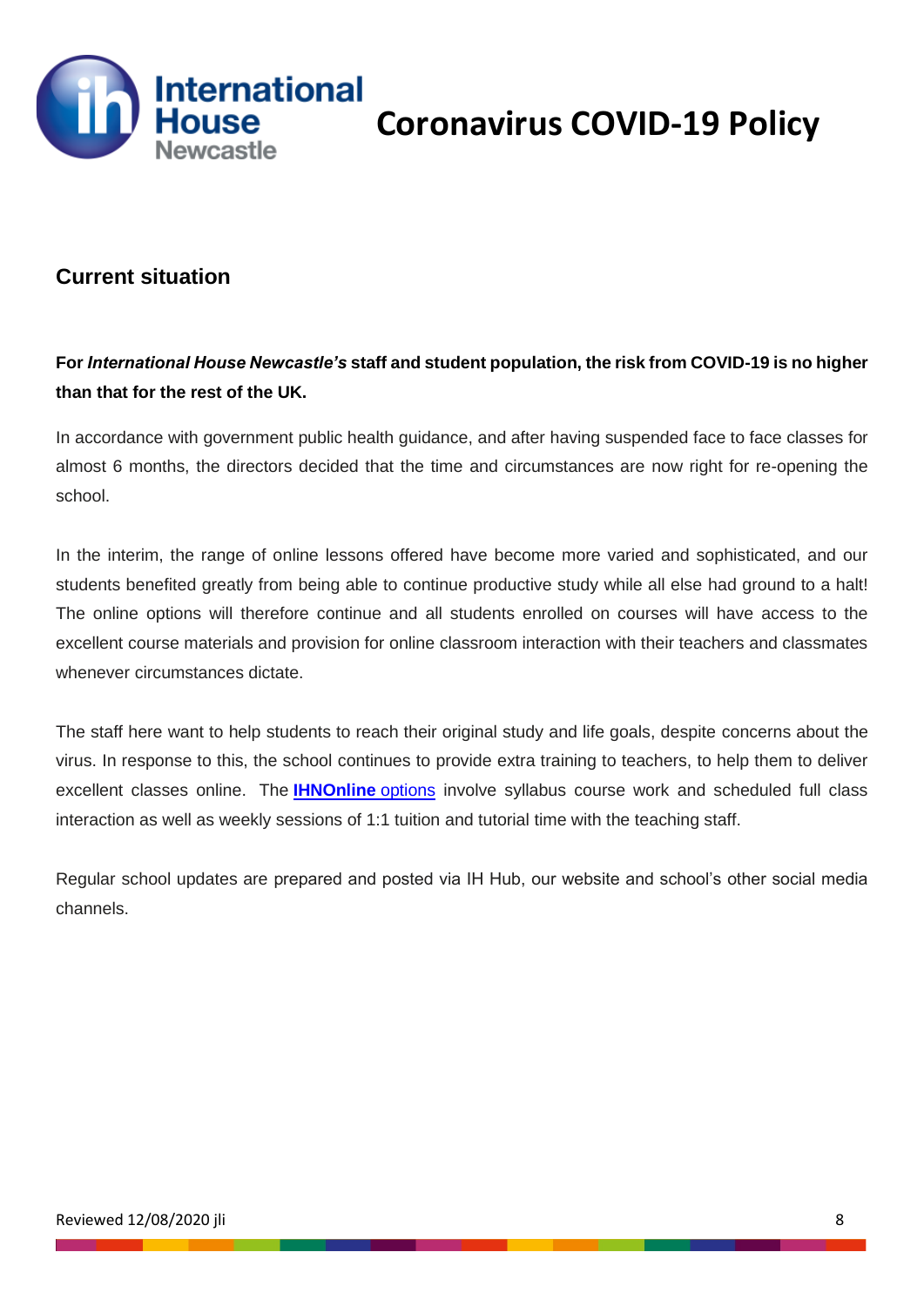# Coronavirus COVID-19 Policy

## Current situation

**For *International House Newcastle's* staff and student population, the risk from COVID-19 is no higher than that for the rest of the UK.**

In accordance with government public health guidance, and after having suspended face to face classes for almost 6 months, the directors decided that the time and circumstances are now right for re-opening the school.

In the interim, the range of online lessons offered have become more varied and sophisticated, and our students benefited greatly from being able to continue productive study while all else had ground to a halt! The online options will therefore continue and all students enrolled on courses will have access to the excellent course materials and provision for online classroom interaction with their teachers and classmates whenever circumstances dictate.

The staff here want to help students to reach their original study and life goals, despite concerns about the virus. In response to this, the school continues to provide extra training to teachers, to help them to deliver excellent classes online. The **IHNOnline** options involve syllabus course work and scheduled full class interaction as well as weekly sessions of 1:1 tuition and tutorial time with the teaching staff.

Regular school updates are prepared and posted via IH Hub, our website and school's other social media channels.

Reviewed 12/08/2020 jli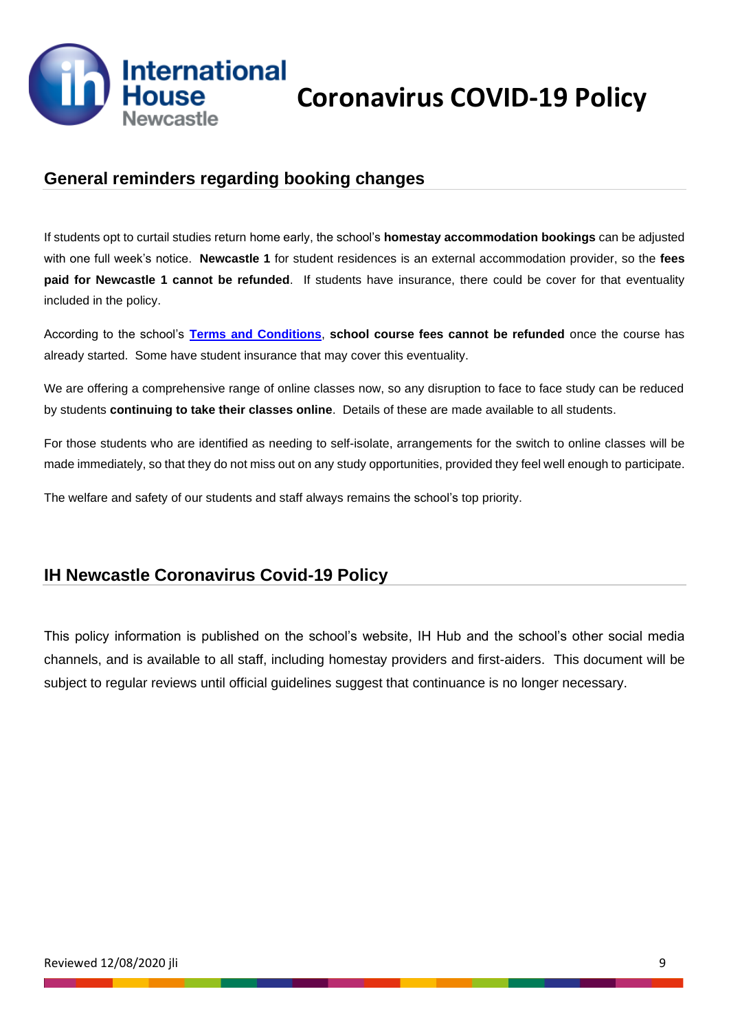## General reminders regarding booking changes

If students opt to curtail studies return home early, the school's **homestay accommodation bookings** can be adjusted with one full week's notice. **Newcastle 1** for student residences is an external accommodation provider, so the **fees paid for Newcastle 1 cannot be refunded**. If students have insurance, there could be cover for that eventuality included in the policy.

According to the school's **Terms and Conditions**, **school course fees cannot be refunded** once the course has already started. Some have student insurance that may cover this eventuality.

We are offering a comprehensive range of online classes now, so any disruption to face to face study can be reduced by students **continuing to take their classes online**. Details of these are made available to all students.

For those students who are identified as needing to self-isolate, arrangements for the switch to online classes will be made immediately, so that they do not miss out on any study opportunities, provided they feel well enough to participate.

The welfare and safety of our students and staff always remains the school's top priority.

## IH Newcastle Coronavirus Covid-19 Policy

This policy information is published on the school's website, IH Hub and the school's other social media channels, and is available to all staff, including homestay providers and first-aiders. This document will be subject to regular reviews until official guidelines suggest that continuance is no longer necessary.

Reviewed 12/08/2020 jli